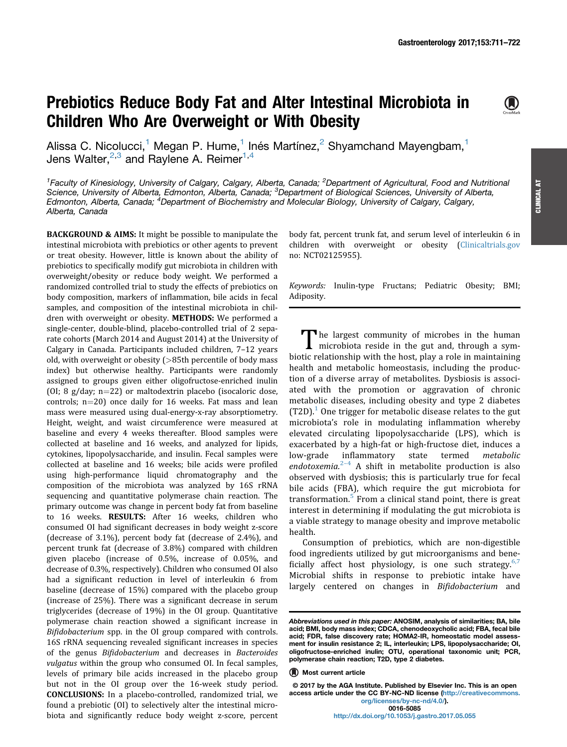# Prebiotics Reduce Body Fat and Alter Intestinal Microbiota in Children Who Are Overweight or With Obesity

Alissa C. Nicolucci,[1] Megan P. Hume,[1] Inés Martínez,[2] Shyamchand Mayengbam,[1] Jens Walter,[2,3] and Raylene A. Reimer[1,4]

[1]Faculty of Kinesiology, University of Calgary, Calgary, Alberta, Canada; [2]Department of Agricultural, Food and Nutritional Science, University of Alberta, Edmonton, Alberta, Canada; [3]Department of Biological Sciences, University of Alberta, Edmonton, Alberta, Canada; [4]Department of Biochemistry and Molecular Biology, University of Calgary, Calgary, Alberta, Canada

**BACKGROUND & AIMS:** It might be possible to manipulate the intestinal microbiota with prebiotics or other agents to prevent or treat obesity. However, little is known about the ability of prebiotics to specifically modify gut microbiota in children with overweight/obesity or reduce body weight. We performed a randomized controlled trial to study the effects of prebiotics on body composition, markers of inflammation, bile acids in fecal samples, and composition of the intestinal microbiota in children with overweight or obesity. **METHODS:** We performed a single-center, double-blind, placebo-controlled trial of 2 separate cohorts (March 2014 and August 2014) at the University of Calgary in Canada. Participants included children, 7–12 years old, with overweight or obesity (>85th percentile of body mass index) but otherwise healthy. Participants were randomly assigned to groups given either oligofructose-enriched inulin (OI; 8 g/day; n=22) or maltodextrin placebo (isocaloric dose, controls; n=20) once daily for 16 weeks. Fat mass and lean mass were measured using dual-energy-x-ray absorptiometry. Height, weight, and waist circumference were measured at baseline and every 4 weeks thereafter. Blood samples were collected at baseline and 16 weeks, and analyzed for lipids, cytokines, lipopolysaccharide, and insulin. Fecal samples were collected at baseline and 16 weeks; bile acids were profiled using high-performance liquid chromatography and the composition of the microbiota was analyzed by 16S rRNA sequencing and quantitative polymerase chain reaction. The primary outcome was change in percent body fat from baseline to 16 weeks. **RESULTS:** After 16 weeks, children who consumed OI had significant decreases in body weight z-score (decrease of 3.1%), percent body fat (decrease of 2.4%), and percent trunk fat (decrease of 3.8%) compared with children given placebo (increase of 0.5%, increase of 0.05%, and decrease of 0.3%, respectively). Children who consumed OI also had a significant reduction in level of interleukin 6 from baseline (decrease of 15%) compared with the placebo group (increase of 25%). There was a significant decrease in serum triglycerides (decrease of 19%) in the OI group. Quantitative polymerase chain reaction showed a significant increase in *Bifidobacterium* spp. in the OI group compared with controls. 16S rRNA sequencing revealed significant increases in species of the genus *Bifidobacterium* and decreases in *Bacteroides vulgatus* within the group who consumed OI. In fecal samples, levels of primary bile acids increased in the placebo group but not in the OI group over the 16-week study period. **CONCLUSIONS:** In a placebo-controlled, randomized trial, we found a prebiotic (OI) to selectively alter the intestinal microbiota and significantly reduce body weight z-score, percent body fat, percent trunk fat, and serum level of interleukin 6 in children with overweight or obesity (Clinicaltrials.gov no: NCT02125955).

*Keywords:* Inulin-type Fructans; Pediatric Obesity; BMI; Adiposity.

The largest community of microbes in the human microbiota reside in the gut and, through a symbiotic relationship with the host, play a role in maintaining health and metabolic homeostasis, including the production of a diverse array of metabolites. Dysbiosis is associated with the promotion or aggravation of chronic metabolic diseases, including obesity and type 2 diabetes (T2D).[1] One trigger for metabolic disease relates to the gut microbiota's role in modulating inflammation whereby elevated circulating lipopolysaccharide (LPS), which is exacerbated by a high-fat or high-fructose diet, induces a low-grade inflammatory state termed *metabolic endotoxemia.*[2–4] A shift in metabolite production is also observed with dysbiosis; this is particularly true for fecal bile acids (FBA), which require the gut microbiota for transformation.[5] From a clinical stand point, there is great interest in determining if modulating the gut microbiota is a viable strategy to manage obesity and improve metabolic health.

Consumption of prebiotics, which are non-digestible food ingredients utilized by gut microorganisms and beneficially affect host physiology, is one such strategy.[6,7] Microbial shifts in response to prebiotic intake have largely centered on changes in *Bifidobacterium* and

*Abbreviations used in this paper:* ANOSIM, analysis of similarities; BA, bile acid; BMI, body mass index; CDCA, chenodeoxycholic acid; FBA, fecal bile acid; FDR, false discovery rate; HOMA2-IR, homeostatic model assessment for insulin resistance 2; IL, interleukin; LPS, lipopolysaccharide; OI, oligofructose-enriched inulin; OTU, operational taxonomic unit; PCR, polymerase chain reaction; T2D, type 2 diabetes.

Most current article

© 2017 by the AGA Institute. Published by Elsevier Inc. This is an open access article under the CC BY-NC-ND license (http://creativecommons.org/licenses/by-nc-nd/4.0/).
0016-5085
http://dx.doi.org/10.1053/j.gastro.2017.05.055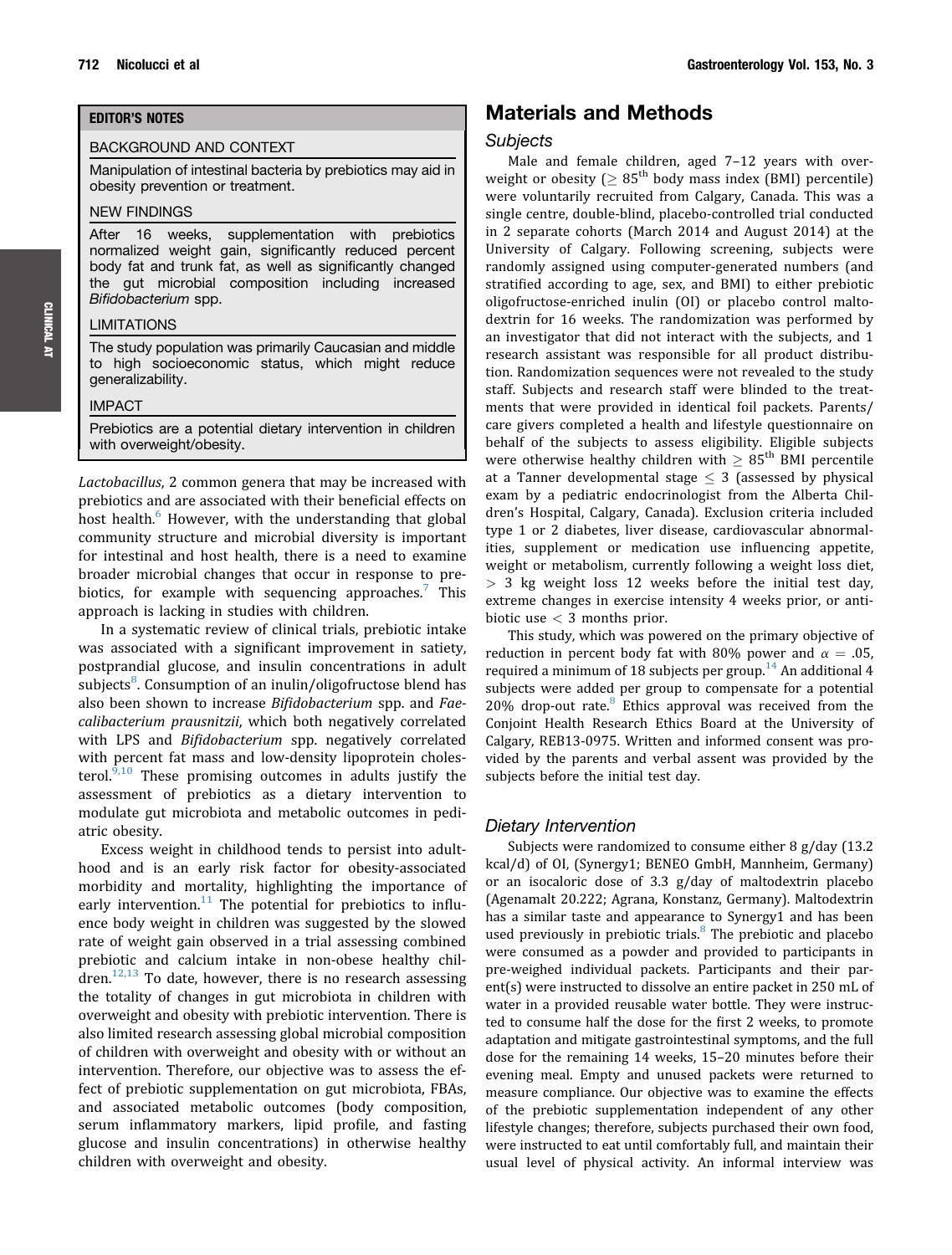**EDITOR'S NOTES**

**BACKGROUND AND CONTEXT**

Manipulation of intestinal bacteria by prebiotics may aid in obesity prevention or treatment.

**NEW FINDINGS**

After 16 weeks, supplementation with prebiotics normalized weight gain, significantly reduced percent body fat and trunk fat, as well as significantly changed the gut microbial composition including increased *Bifidobacterium* spp.

**LIMITATIONS**

The study population was primarily Caucasian and middle to high socioeconomic status, which might reduce generalizability.

**IMPACT**

Prebiotics are a potential dietary intervention in children with overweight/obesity.

*Lactobacillus*, 2 common genera that may be increased with prebiotics and are associated with their beneficial effects on host health.[6] However, with the understanding that global community structure and microbial diversity is important for intestinal and host health, there is a need to examine broader microbial changes that occur in response to prebiotics, for example with sequencing approaches.[7] This approach is lacking in studies with children.

In a systematic review of clinical trials, prebiotic intake was associated with a significant improvement in satiety, postprandial glucose, and insulin concentrations in adult subjects[8]. Consumption of an inulin/oligofructose blend has also been shown to increase *Bifidobacterium* spp. and *Faecalibacterium prausnitzii*, which both negatively correlated with LPS and *Bifidobacterium* spp. negatively correlated with percent fat mass and low-density lipoprotein cholesterol.[9,10] These promising outcomes in adults justify the assessment of prebiotics as a dietary intervention to modulate gut microbiota and metabolic outcomes in pediatric obesity.

Excess weight in childhood tends to persist into adulthood and is an early risk factor for obesity-associated morbidity and mortality, highlighting the importance of early intervention.[11] The potential for prebiotics to influence body weight in children was suggested by the slowed rate of weight gain observed in a trial assessing combined prebiotic and calcium intake in non-obese healthy children.[12,13] To date, however, there is no research assessing the totality of changes in gut microbiota in children with overweight and obesity with prebiotic intervention. There is also limited research assessing global microbial composition of children with overweight and obesity with or without an intervention. Therefore, our objective was to assess the effect of prebiotic supplementation on gut microbiota, FBAs, and associated metabolic outcomes (body composition, serum inflammatory markers, lipid profile, and fasting glucose and insulin concentrations) in otherwise healthy children with overweight and obesity.

# Materials and Methods

## Subjects

Male and female children, aged 7–12 years with overweight or obesity ($\geq$ 85[th] body mass index (BMI) percentile) were voluntarily recruited from Calgary, Canada. This was a single centre, double-blind, placebo-controlled trial conducted in 2 separate cohorts (March 2014 and August 2014) at the University of Calgary. Following screening, subjects were randomly assigned using computer-generated numbers (and stratified according to age, sex, and BMI) to either prebiotic oligofructose-enriched inulin (OI) or placebo control maltodextrin for 16 weeks. The randomization was performed by an investigator that did not interact with the subjects, and 1 research assistant was responsible for all product distribution. Randomization sequences were not revealed to the study staff. Subjects and research staff were blinded to the treatments that were provided in identical foil packets. Parents/care givers completed a health and lifestyle questionnaire on behalf of the subjects to assess eligibility. Eligible subjects were otherwise healthy children with $\geq$ 85[th] BMI percentile at a Tanner developmental stage $\leq$ 3 (assessed by physical exam by a pediatric endocrinologist from the Alberta Children's Hospital, Calgary, Canada). Exclusion criteria included type 1 or 2 diabetes, liver disease, cardiovascular abnormalities, supplement or medication use influencing appetite, weight or metabolism, currently following a weight loss diet, $>$ 3 kg weight loss 12 weeks before the initial test day, extreme changes in exercise intensity 4 weeks prior, or antibiotic use $<$ 3 months prior.

This study, which was powered on the primary objective of reduction in percent body fat with 80% power and $\alpha = .05$, required a minimum of 18 subjects per group.[14] An additional 4 subjects were added per group to compensate for a potential 20% drop-out rate.[8] Ethics approval was received from the Conjoint Health Research Ethics Board at the University of Calgary, REB13-0975. Written and informed consent was provided by the parents and verbal assent was provided by the subjects before the initial test day.

## Dietary Intervention

Subjects were randomized to consume either 8 g/day (13.2 kcal/d) of OI, (Synergy1; BENEO GmbH, Mannheim, Germany) or an isocaloric dose of 3.3 g/day of maltodextrin placebo (Agenamalt 20.222; Agrana, Konstanz, Germany). Maltodextrin has a similar taste and appearance to Synergy1 and has been used previously in prebiotic trials.[8] The prebiotic and placebo were consumed as a powder and provided to participants in pre-weighed individual packets. Participants and their parent(s) were instructed to dissolve an entire packet in 250 mL of water in a provided reusable water bottle. They were instructed to consume half the dose for the first 2 weeks, to promote adaptation and mitigate gastrointestinal symptoms, and the full dose for the remaining 14 weeks, 15–20 minutes before their evening meal. Empty and unused packets were returned to measure compliance. Our objective was to examine the effects of the prebiotic supplementation independent of any other lifestyle changes; therefore, subjects purchased their own food, were instructed to eat until comfortably full, and maintain their usual level of physical activity. An informal interview was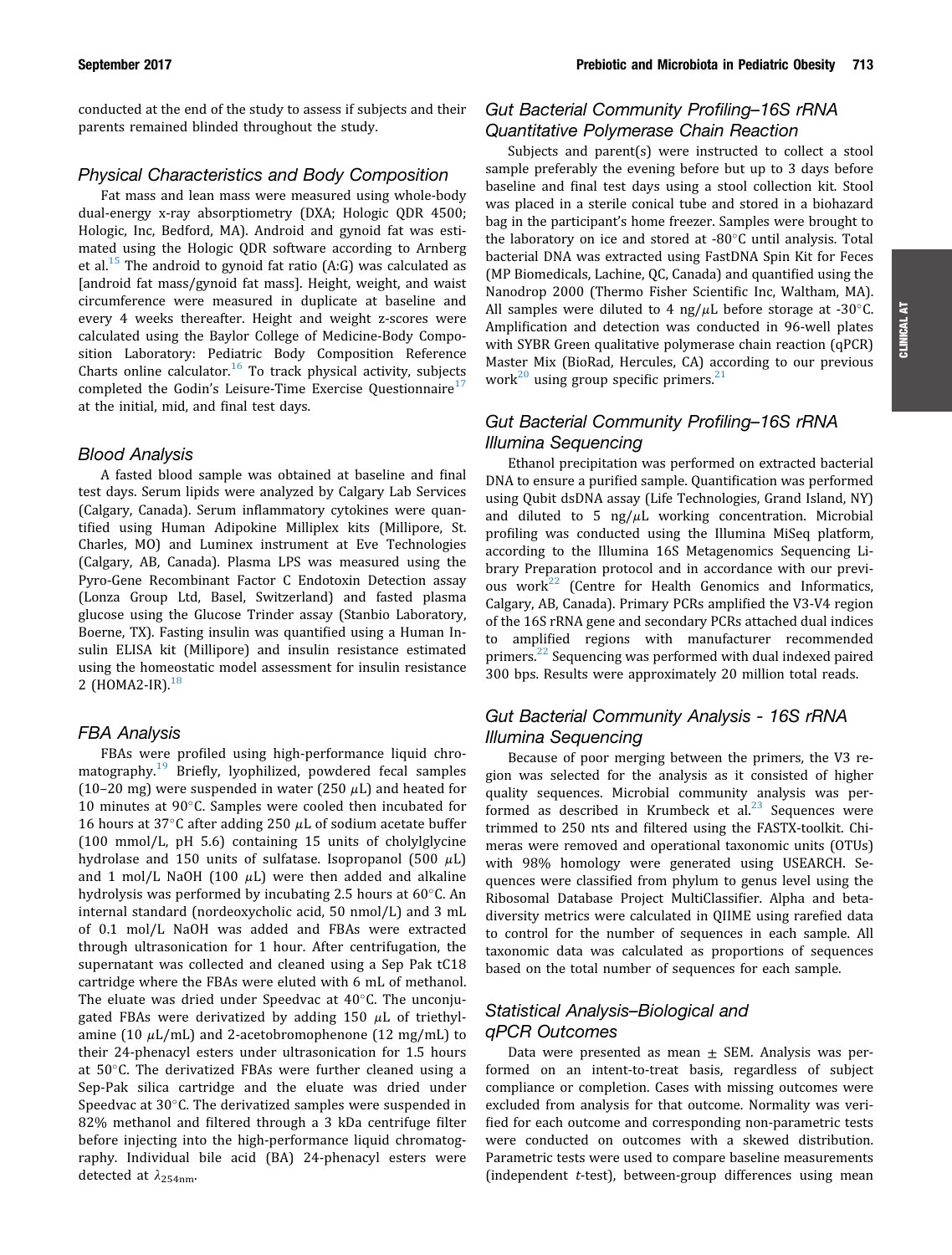conducted at the end of the study to assess if subjects and their parents remained blinded throughout the study.

### Physical Characteristics and Body Composition

Fat mass and lean mass were measured using whole-body dual-energy x-ray absorptiometry (DXA; Hologic QDR 4500; Hologic, Inc, Bedford, MA). Android and gynoid fat was estimated using the Hologic QDR software according to Arnberg et al.[15] The android to gynoid fat ratio (A:G) was calculated as [android fat mass/gynoid fat mass]. Height, weight, and waist circumference were measured in duplicate at baseline and every 4 weeks thereafter. Height and weight z-scores were calculated using the Baylor College of Medicine-Body Composition Laboratory: Pediatric Body Composition Reference Charts online calculator.[16] To track physical activity, subjects completed the Godin's Leisure-Time Exercise Questionnaire[17] at the initial, mid, and final test days.

### Blood Analysis

A fasted blood sample was obtained at baseline and final test days. Serum lipids were analyzed by Calgary Lab Services (Calgary, Canada). Serum inflammatory cytokines were quantified using Human Adipokine Milliplex kits (Millipore, St. Charles, MO) and Luminex instrument at Eve Technologies (Calgary, AB, Canada). Plasma LPS was measured using the Pyro-Gene Recombinant Factor C Endotoxin Detection assay (Lonza Group Ltd, Basel, Switzerland) and fasted plasma glucose using the Glucose Trinder assay (Stanbio Laboratory, Boerne, TX). Fasting insulin was quantified using a Human Insulin ELISA kit (Millipore) and insulin resistance estimated using the homeostatic model assessment for insulin resistance 2 (HOMA2-IR).[18]

### FBA Analysis

FBAs were profiled using high-performance liquid chromatography.[19] Briefly, lyophilized, powdered fecal samples (10–20 mg) were suspended in water (250 $\mu$L) and heated for 10 minutes at 90°C. Samples were cooled then incubated for 16 hours at 37°C after adding 250 $\mu$L of sodium acetate buffer (100 mmol/L, pH 5.6) containing 15 units of cholylglycine hydrolase and 150 units of sulfatase. Isopropanol (500 $\mu$L) and 1 mol/L NaOH (100 $\mu$L) were then added and alkaline hydrolysis was performed by incubating 2.5 hours at 60°C. An internal standard (nordeoxycholic acid, 50 nmol/L) and 3 mL of 0.1 mol/L NaOH was added and FBAs were extracted through ultrasonication for 1 hour. After centrifugation, the supernatant was collected and cleaned using a Sep Pak tC18 cartridge where the FBAs were eluted with 6 mL of methanol. The eluate was dried under Speedvac at 40°C. The unconjugated FBAs were derivatized by adding 150 $\mu$L of triethylamine (10 $\mu$L/mL) and 2-acetobromophenone (12 mg/mL) to their 24-phenacyl esters under ultrasonication for 1.5 hours at 50°C. The derivatized FBAs were further cleaned using a Sep-Pak silica cartridge and the eluate was dried under Speedvac at 30°C. The derivatized samples were suspended in 82% methanol and filtered through a 3 kDa centrifuge filter before injecting into the high-performance liquid chromatography. Individual bile acid (BA) 24-phenacyl esters were detected at $\lambda_{254nm}$.

### Gut Bacterial Community Profiling–16S rRNA Quantitative Polymerase Chain Reaction

Subjects and parent(s) were instructed to collect a stool sample preferably the evening before but up to 3 days before baseline and final test days using a stool collection kit. Stool was placed in a sterile conical tube and stored in a biohazard bag in the participant's home freezer. Samples were brought to the laboratory on ice and stored at -80°C until analysis. Total bacterial DNA was extracted using FastDNA Spin Kit for Feces (MP Biomedicals, Lachine, QC, Canada) and quantified using the Nanodrop 2000 (Thermo Fisher Scientific Inc, Waltham, MA). All samples were diluted to 4 ng/$\mu$L before storage at -30°C. Amplification and detection was conducted in 96-well plates with SYBR Green qualitative polymerase chain reaction (qPCR) Master Mix (BioRad, Hercules, CA) according to our previous work[20] using group specific primers.[21]

### Gut Bacterial Community Profiling–16S rRNA Illumina Sequencing

Ethanol precipitation was performed on extracted bacterial DNA to ensure a purified sample. Quantification was performed using Qubit dsDNA assay (Life Technologies, Grand Island, NY) and diluted to 5 ng/$\mu$L working concentration. Microbial profiling was conducted using the Illumina MiSeq platform, according to the Illumina 16S Metagenomics Sequencing Library Preparation protocol and in accordance with our previous work[22] (Centre for Health Genomics and Informatics, Calgary, AB, Canada). Primary PCRs amplified the V3-V4 region of the 16S rRNA gene and secondary PCRs attached dual indices to amplified regions with manufacturer recommended primers.[22] Sequencing was performed with dual indexed paired 300 bps. Results were approximately 20 million total reads.

### Gut Bacterial Community Analysis - 16S rRNA Illumina Sequencing

Because of poor merging between the primers, the V3 region was selected for the analysis as it consisted of higher quality sequences. Microbial community analysis was performed as described in Krumbeck et al.[23] Sequences were trimmed to 250 nts and filtered using the FASTX-toolkit. Chimeras were removed and operational taxonomic units (OTUs) with 98% homology were generated using USEARCH. Sequences were classified from phylum to genus level using the Ribosomal Database Project MultiClassifier. Alpha and beta-diversity metrics were calculated in QIIME using rarefied data to control for the number of sequences in each sample. All taxonomic data was calculated as proportions of sequences based on the total number of sequences for each sample.

### Statistical Analysis–Biological and qPCR Outcomes

Data were presented as mean $\pm$ SEM. Analysis was performed on an intent-to-treat basis, regardless of subject compliance or completion. Cases with missing outcomes were excluded from analysis for that outcome. Normality was verified for each outcome and corresponding non-parametric tests were conducted on outcomes with a skewed distribution. Parametric tests were used to compare baseline measurements (independent *t*-test), between-group differences using mean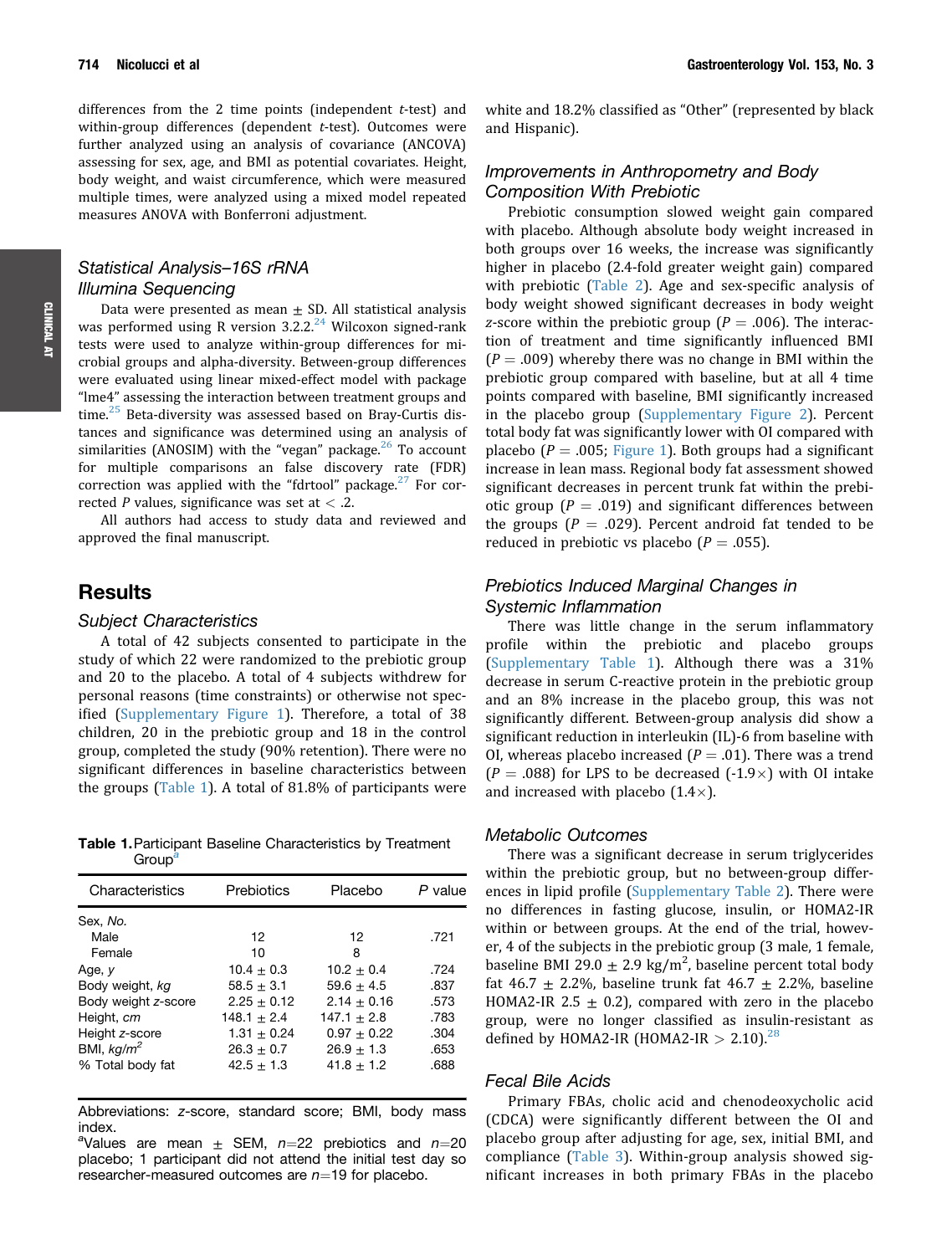differences from the 2 time points (independent *t*-test) and within-group differences (dependent *t*-test). Outcomes were further analyzed using an analysis of covariance (ANCOVA) assessing for sex, age, and BMI as potential covariates. Height, body weight, and waist circumference, which were measured multiple times, were analyzed using a mixed model repeated measures ANOVA with Bonferroni adjustment.

### *Statistical Analysis–16S rRNA Illumina Sequencing*

Data were presented as mean ± SD. All statistical analysis was performed using R version 3.2.2.[24] Wilcoxon signed-rank tests were used to analyze within-group differences for microbial groups and alpha-diversity. Between-group differences were evaluated using linear mixed-effect model with package "lme4" assessing the interaction between treatment groups and time.[25] Beta-diversity was assessed based on Bray-Curtis distances and significance was determined using an analysis of similarities (ANOSIM) with the "vegan" package.[26] To account for multiple comparisons an false discovery rate (FDR) correction was applied with the "fdrtool" package.[27] For corrected *P* values, significance was set at < .2.

All authors had access to study data and reviewed and approved the final manuscript.

## Results

### *Subject Characteristics*

A total of 42 subjects consented to participate in the study of which 22 were randomized to the prebiotic group and 20 to the placebo. A total of 4 subjects withdrew for personal reasons (time constraints) or otherwise not specified (Supplementary Figure 1). Therefore, a total of 38 children, 20 in the prebiotic group and 18 in the control group, completed the study (90% retention). There were no significant differences in baseline characteristics between the groups (Table 1). A total of 81.8% of participants were white and 18.2% classified as "Other" (represented by black and Hispanic).

**Table 1.** Participant Baseline Characteristics by Treatment Group[a]

| Characteristics | Prebiotics | Placebo | *P* value |
|---|---|---|---|
| Sex, *No.* | | | |
| Male | 12 | 12 | .721 |
| Female | 10 | 8 | |
| Age, *y* | 10.4 ± 0.3 | 10.2 ± 0.4 | .724 |
| Body weight, *kg* | 58.5 ± 3.1 | 59.6 ± 4.5 | .837 |
| Body weight *z*-score | 2.25 ± 0.12 | 2.14 ± 0.16 | .573 |
| Height, *cm* | 148.1 ± 2.4 | 147.1 ± 2.8 | .783 |
| Height *z*-score | 1.31 ± 0.24 | 0.97 ± 0.22 | .304 |
| BMI, *kg/m*$^2$ | 26.3 ± 0.7 | 26.9 ± 1.3 | .653 |
| % Total body fat | 42.5 ± 1.3 | 41.8 ± 1.2 | .688 |

Abbreviations: *z*-score, standard score; BMI, body mass index.
[a]Values are mean ± SEM, *n*=22 prebiotics and *n*=20 placebo; 1 participant did not attend the initial test day so researcher-measured outcomes are *n*=19 for placebo.

### *Improvements in Anthropometry and Body Composition With Prebiotic*

Prebiotic consumption slowed weight gain compared with placebo. Although absolute body weight increased in both groups over 16 weeks, the increase was significantly higher in placebo (2.4-fold greater weight gain) compared with prebiotic (Table 2). Age and sex-specific analysis of body weight showed significant decreases in body weight *z*-score within the prebiotic group (*P* = .006). The interaction of treatment and time significantly influenced BMI (*P* = .009) whereby there was no change in BMI within the prebiotic group compared with baseline, but at all 4 time points compared with baseline, BMI significantly increased in the placebo group (Supplementary Figure 2). Percent total body fat was significantly lower with OI compared with placebo (*P* = .005; Figure 1). Both groups had a significant increase in lean mass. Regional body fat assessment showed significant decreases in percent trunk fat within the prebiotic group (*P* = .019) and significant differences between the groups (*P* = .029). Percent android fat tended to be reduced in prebiotic vs placebo (*P* = .055).

### *Prebiotics Induced Marginal Changes in Systemic Inflammation*

There was little change in the serum inflammatory profile within the prebiotic and placebo groups (Supplementary Table 1). Although there was a 31% decrease in serum C-reactive protein in the prebiotic group and an 8% increase in the placebo group, this was not significantly different. Between-group analysis did show a significant reduction in interleukin (IL)-6 from baseline with OI, whereas placebo increased (*P* = .01). There was a trend (*P* = .088) for LPS to be decreased (-1.9×) with OI intake and increased with placebo (1.4×).

### *Metabolic Outcomes*

There was a significant decrease in serum triglycerides within the prebiotic group, but no between-group differences in lipid profile (Supplementary Table 2). There were no differences in fasting glucose, insulin, or HOMA2-IR within or between groups. At the end of the trial, however, 4 of the subjects in the prebiotic group (3 male, 1 female, baseline BMI 29.0 ± 2.9 kg/m$^2$, baseline percent total body fat 46.7 ± 2.2%, baseline trunk fat 46.7 ± 2.2%, baseline HOMA2-IR 2.5 ± 0.2), compared with zero in the placebo group, were no longer classified as insulin-resistant as defined by HOMA2-IR (HOMA2-IR > 2.10).[28]

### *Fecal Bile Acids*

Primary FBAs, cholic acid and chenodeoxycholic acid (CDCA) were significantly different between the OI and placebo group after adjusting for age, sex, initial BMI, and compliance (Table 3). Within-group analysis showed significant increases in both primary FBAs in the placebo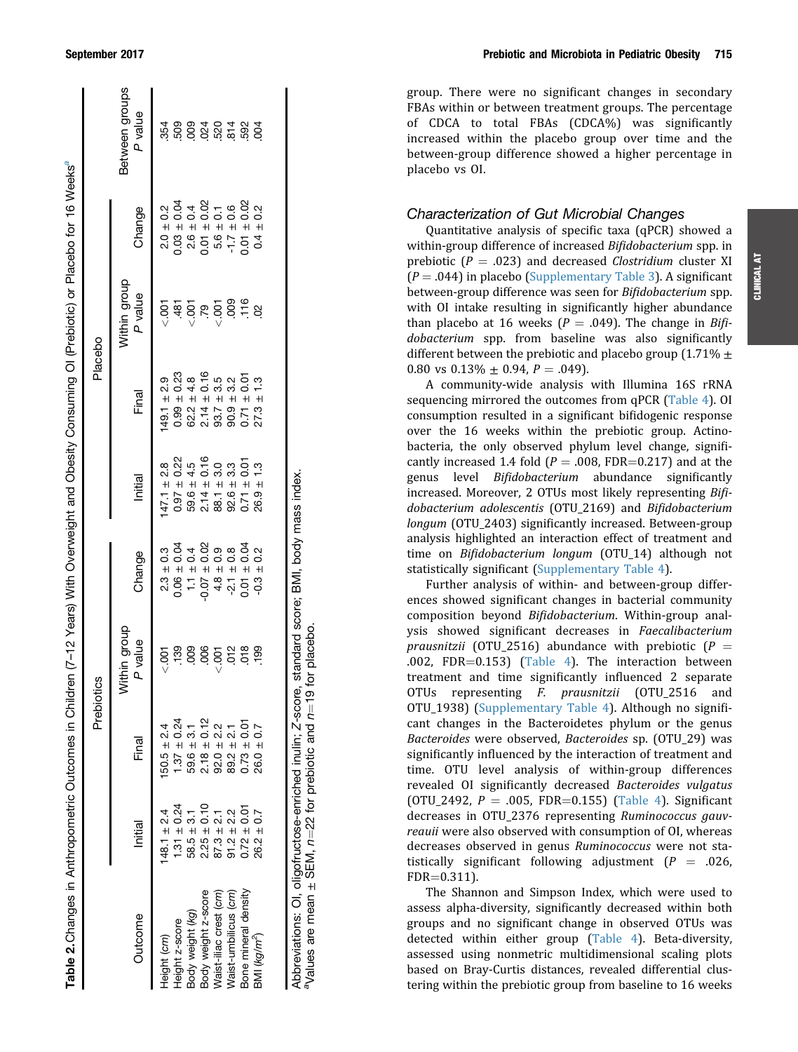**Table 2.** Changes in Anthropometric Outcomes in Children (7–12 Years) With Overweight and Obesity Consuming OI (Prebiotic) or Placebo for 16 Weeks[a]

| Outcome | Prebiotics | | | | Placebo | | | | Between groups |
|---|---|---|---|---|---|---|---|---|---|
| | Initial | Final | Within group *P* value | Change | Initial | Final | Within group *P* value | Change | *P* value |
| Height (*cm*) | 148.1 ± 2.4 | 150.5 ± 2.4 | <.001 | 2.3 ± 0.3 | 147.1 ± 2.8 | 149.1 ± 2.9 | <.001 | 2.0 ± 0.2 | .354 |
| Height z-score | 1.31 ± 0.24 | 1.37 ± 0.24 | .139 | 0.06 ± 0.04 | 0.97 ± 0.22 | 0.99 ± 0.23 | .481 | 0.03 ± 0.04 | .509 |
| Body weight (*kg*) | 58.5 ± 3.1 | 59.6 ± 3.1 | .009 | 1.1 ± 0.4 | 59.6 ± 4.5 | 62.2 ± 4.8 | <.001 | 2.6 ± 0.4 | .009 |
| Body weight z-score | 2.25 ± 0.10 | 2.18 ± 0.12 | .006 | -0.07 ± 0.02 | 2.14 ± 0.16 | 2.14 ± 0.16 | .79 | 0.01 ± 0.02 | .024 |
| Waist-iliac crest (*cm*) | 87.3 ± 2.1 | 92.0 ± 2.2 | <.001 | 4.8 ± 0.9 | 88.1 ± 3.0 | 93.7 ± 3.5 | <.001 | 5.6 ± 0.1 | .520 |
| Waist-umbilicus (*cm*) | 91.2 ± 2.2 | 89.2 ± 2.1 | .012 | -2.1 ± 0.8 | 92.6 ± 3.3 | 90.9 ± 3.2 | .009 | -1.7 ± 0.6 | .814 |
| Bone mineral density | 0.72 ± 0.01 | 0.73 ± 0.01 | .018 | 0.01 ± 0.04 | 0.71 ± 0.01 | 0.71 ± 0.01 | .116 | 0.01 ± 0.02 | .592 |
| BMI (*kg/m*$^2$) | 26.2 ± 0.7 | 26.0 ± 0.7 | .199 | -0.3 ± 0.2 | 26.9 ± 1.3 | 27.3 ± 1.3 | .02 | 0.4 ± 0.2 | .004 |

Abbreviations: OI, oligofructose-enriched inulin; Z-score, standard score; BMI, body mass index.
[a]Values are mean ± SEM, *n*=22 for prebiotic and *n*=19 for placebo.

group. There were no significant changes in secondary FBAs within or between treatment groups. The percentage of CDCA to total FBAs (CDCA%) was significantly increased within the placebo group over time and the between-group difference showed a higher percentage in placebo vs OI.

### *Characterization of Gut Microbial Changes*

Quantitative analysis of specific taxa (qPCR) showed a within-group difference of increased *Bifidobacterium* spp. in prebiotic ($P$ = .023) and decreased *Clostridium* cluster XI ($P$ = .044) in placebo (Supplementary Table 3). A significant between-group difference was seen for *Bifidobacterium* spp. with OI intake resulting in significantly higher abundance than placebo at 16 weeks ($P$ = .049). The change in *Bifidobacterium* spp. from baseline was also significantly different between the prebiotic and placebo group (1.71% ± 0.80 vs 0.13% ± 0.94, $P$ = .049).

A community-wide analysis with Illumina 16S rRNA sequencing mirrored the outcomes from qPCR (Table 4). OI consumption resulted in a significant bifidogenic response over the 16 weeks within the prebiotic group. Actinobacteria, the only observed phylum level change, significantly increased 1.4 fold ($P$ = .008, FDR=0.217) and at the genus level *Bifidobacterium* abundance significantly increased. Moreover, 2 OTUs most likely representing *Bifidobacterium adolescentis* (OTU_2169) and *Bifidobacterium longum* (OTU_2403) significantly increased. Between-group analysis highlighted an interaction effect of treatment and time on *Bifidobacterium longum* (OTU_14) although not statistically significant (Supplementary Table 4).

Further analysis of within- and between-group differences showed significant changes in bacterial community composition beyond *Bifidobacterium*. Within-group analysis showed significant decreases in *Faecalibacterium prausnitzii* (OTU_2516) abundance with prebiotic ($P$ = .002, FDR=0.153) (Table 4). The interaction between treatment and time significantly influenced 2 separate OTUs representing *F. prausnitzii* (OTU_2516 and OTU_1938) (Supplementary Table 4). Although no significant changes in the Bacteroidetes phylum or the genus *Bacteroides* were observed, *Bacteroides* sp. (OTU_29) was significantly influenced by the interaction of treatment and time. OTU level analysis of within-group differences revealed OI significantly decreased *Bacteroides vulgatus* (OTU_2492, $P$ = .005, FDR=0.155) (Table 4). Significant decreases in OTU_2376 representing *Ruminococcus gauvreauii* were also observed with consumption of OI, whereas decreases observed in genus *Ruminococcus* were not statistically significant following adjustment ($P$ = .026, FDR=0.311).

The Shannon and Simpson Index, which were used to assess alpha-diversity, significantly decreased within both groups and no significant change in observed OTUs was detected within either group (Table 4). Beta-diversity, assessed using nonmetric multidimensional scaling plots based on Bray-Curtis distances, revealed differential clustering within the prebiotic group from baseline to 16 weeks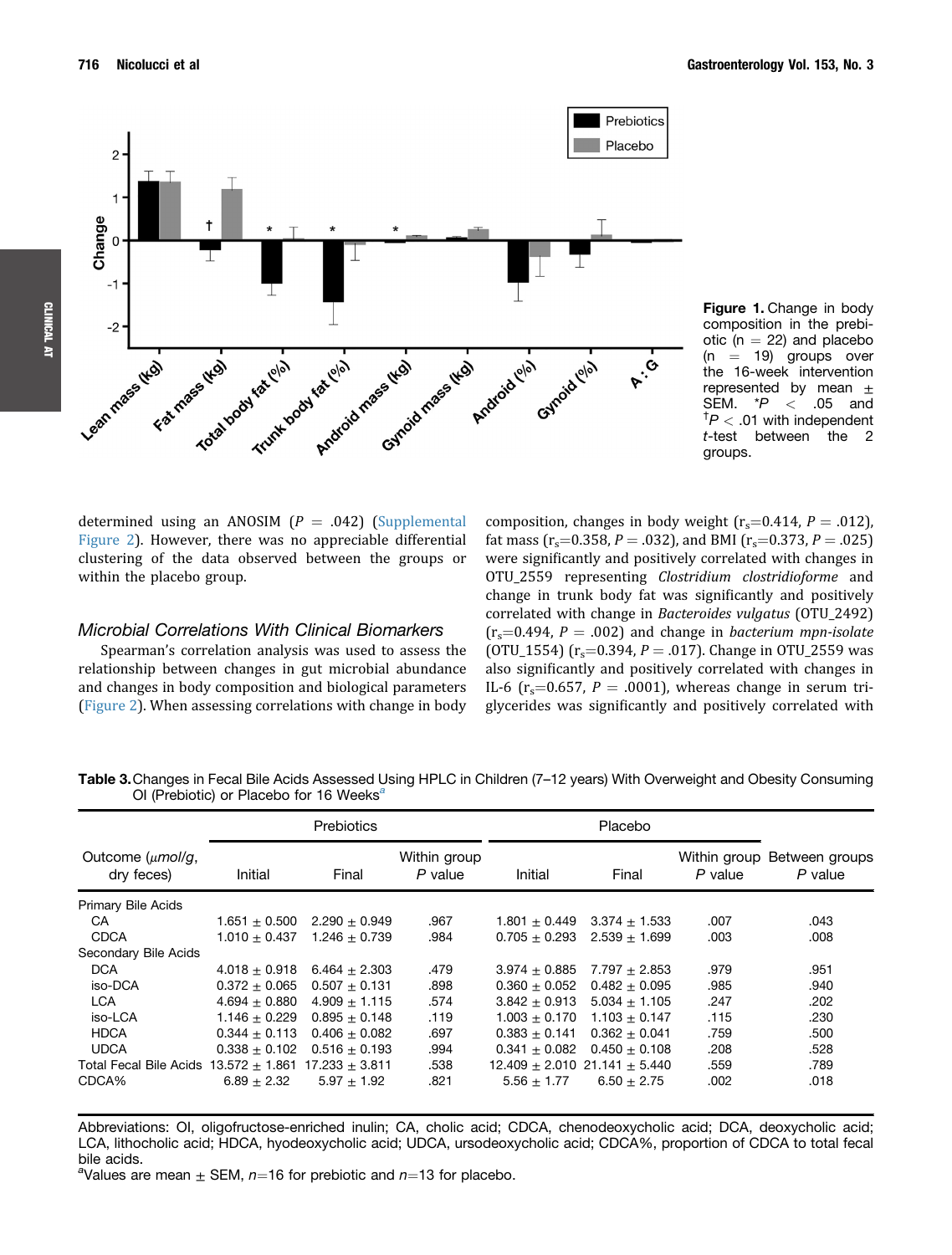Figure 1. Change in body composition in the prebiotic ($n = 22$) and placebo ($n = 19$) groups over the 16-week intervention represented by mean ± SEM. \*$P < .05$ and †$P < .01$ with independent *t*-test between the 2 groups.

determined using an ANOSIM ($P = .042$) (Supplemental Figure 2). However, there was no appreciable differential clustering of the data observed between the groups or within the placebo group.

### Microbial Correlations With Clinical Biomarkers

Spearman's correlation analysis was used to assess the relationship between changes in gut microbial abundance and changes in body composition and biological parameters (Figure 2). When assessing correlations with change in body composition, changes in body weight ($r_s$=0.414, $P = .012$), fat mass ($r_s$=0.358, $P = .032$), and BMI ($r_s$=0.373, $P = .025$) were significantly and positively correlated with changes in OTU_2559 representing *Clostridium clostridioforme* and change in trunk body fat was significantly and positively correlated with change in *Bacteroides vulgatus* (OTU_2492) ($r_s$=0.494, $P = .002$) and change in *bacterium mpn-isolate* (OTU_1554) ($r_s$=0.394, $P = .017$). Change in OTU_2559 was also significantly and positively correlated with changes in IL-6 ($r_s$=0.657, $P = .0001$), whereas change in serum triglycerides was significantly and positively correlated with

**Table 3.** Changes in Fecal Bile Acids Assessed Using HPLC in Children (7–12 years) With Overweight and Obesity Consuming OI (Prebiotic) or Placebo for 16 Weeks[a]

| Outcome (μmol/g, dry feces) | Prebiotics | | | Placebo | | | Between groups P value |
|---|---|---|---|---|---|---|---|
| | Initial | Final | Within group P value | Initial | Final | Within group P value | |
| Primary Bile Acids | | | | | | | |
| CA | 1.651 ± 0.500 | 2.290 ± 0.949 | .967 | 1.801 ± 0.449 | 3.374 ± 1.533 | .007 | .043 |
| CDCA | 1.010 ± 0.437 | 1.246 ± 0.739 | .984 | 0.705 ± 0.293 | 2.539 ± 1.699 | .003 | .008 |
| Secondary Bile Acids | | | | | | | |
| DCA | 4.018 ± 0.918 | 6.464 ± 2.303 | .479 | 3.974 ± 0.885 | 7.797 ± 2.853 | .979 | .951 |
| iso-DCA | 0.372 ± 0.065 | 0.507 ± 0.131 | .898 | 0.360 ± 0.052 | 0.482 ± 0.095 | .985 | .940 |
| LCA | 4.694 ± 0.880 | 4.909 ± 1.115 | .574 | 3.842 ± 0.913 | 5.034 ± 1.105 | .247 | .202 |
| iso-LCA | 1.146 ± 0.229 | 0.895 ± 0.148 | .119 | 1.003 ± 0.170 | 1.103 ± 0.147 | .115 | .230 |
| HDCA | 0.344 ± 0.113 | 0.406 ± 0.082 | .697 | 0.383 ± 0.141 | 0.362 ± 0.041 | .759 | .500 |
| UDCA | 0.338 ± 0.102 | 0.516 ± 0.193 | .994 | 0.341 ± 0.082 | 0.450 ± 0.108 | .208 | .528 |
| Total Fecal Bile Acids | 13.572 ± 1.861 | 17.233 ± 3.811 | .538 | 12.409 ± 2.010 | 21.141 ± 5.440 | .559 | .789 |
| CDCA% | 6.89 ± 2.32 | 5.97 ± 1.92 | .821 | 5.56 ± 1.77 | 6.50 ± 2.75 | .002 | .018 |

Abbreviations: OI, oligofructose-enriched inulin; CA, cholic acid; CDCA, chenodeoxycholic acid; DCA, deoxycholic acid; LCA, lithocholic acid; HDCA, hyodeoxycholic acid; UDCA, ursodeoxycholic acid; CDCA%, proportion of CDCA to total fecal bile acids.

[a]Values are mean ± SEM, $n$=16 for prebiotic and $n$=13 for placebo.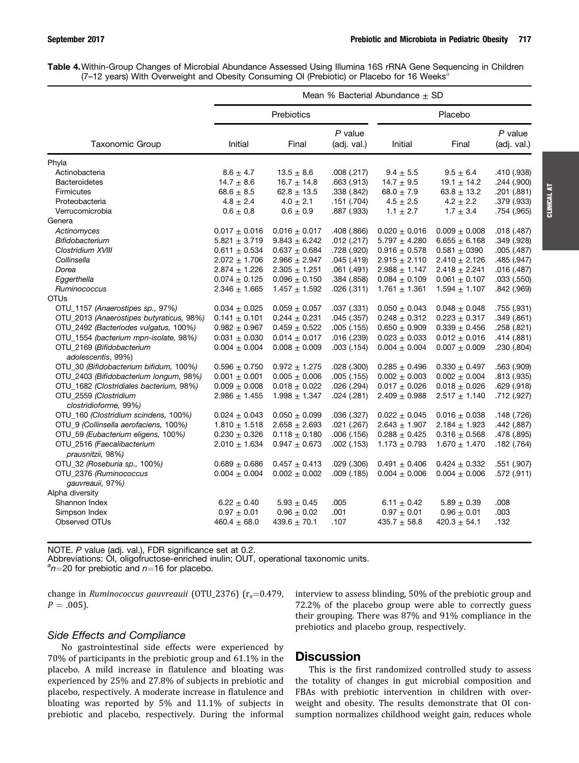**Table 4.** Within-Group Changes of Microbial Abundance Assessed Using Illumina 16S rRNA Gene Sequencing in Children (7–12 years) With Overweight and Obesity Consuming OI (Prebiotic) or Placebo for 16 Weeks[a]

| Taxonomic Group | Mean % Bacterial Abundance ± SD | | | | | |
|---|---|---|---|---|---|---|
| | Prebiotics | | | Placebo | | |
| | Initial | Final | *P* value (adj. val.) | Initial | Final | *P* value (adj. val.) |
| Phyla | | | | | | |
| Actinobacteria | 8.6 ± 4.7 | 13.5 ± 8.6 | .008 (.217) | 9.4 ± 5.5 | 9.5 ± 6.4 | .410 (.938) |
| Bacteroidetes | 14.7 ± 8.6 | 16.7 ± 14.8 | .663 (.913) | 14.7 ± 9.5 | 19.1 ± 14.2 | .244 (.900) |
| Firmicutes | 68.6 ± 8.5 | 62.8 ± 13.5 | .338 (.842) | 68.0 ± 7.9 | 63.8 ± 13.2 | .201 (.881) |
| Proteobacteria | 4.8 ± 2.4 | 4.0 ± 2.1 | .151 (.704) | 4.5 ± 2.5 | 4.2 ± 2.2 | .379 (.933) |
| Verrucomicrobia | 0.6 ± 0.8 | 0.6 ± 0.9 | .887 (.933) | 1.1 ± 2.7 | 1.7 ± 3.4 | .754 (.965) |
| Genera | | | | | | |
| *Actinomyces* | 0.017 ± 0.016 | 0.016 ± 0.017 | .408 (.866) | 0.020 ± 0.016 | 0.009 ± 0.008 | .018 (.487) |
| *Bifidobacterium* | 5.821 ± 3.719 | 9.843 ± 6.242 | .012 (.217) | 5.797 ± 4.280 | 6.655 ± 6.168 | .349 (.928) |
| *Clostridium XVIII* | 0.611 ± 0.534 | 0.637 ± 0.684 | .728 (.920) | 0.916 ± 0.578 | 0.581 ± 0390 | .005 (.487) |
| *Collinsella* | 2.072 ± 1.706 | 2.966 ± 2.947 | .045 (.419) | 2.915 ± 2.110 | 2.410 ± 2.126 | .485 (.947) |
| *Dorea* | 2.874 ± 1.226 | 2.305 ± 1.251 | .061 (.491) | 2.988 ± 1.147 | 2.418 ± 2.241 | .016 (.487) |
| *Eggerthella* | 0.074 ± 0.125 | 0.096 ± 0.150 | .384 (.858) | 0.084 ± 0.109 | 0.061 ± 0.107 | .033 (.550) |
| *Ruminococcus* | 2.346 ± 1.665 | 1.457 ± 1.592 | .026 (.311) | 1.761 ± 1.361 | 1.594 ± 1.107 | .842 (.969) |
| OTUs | | | | | | |
| OTU_1157 *(Anaerostipes sp., 97%)* | 0.034 ± 0.025 | 0.059 ± 0.057 | .037 (.331) | 0.050 ± 0.043 | 0.048 ± 0.048 | .755 (.931) |
| OTU_2013 *(Anaerostipes butyraticus, 98%)* | 0.141 ± 0.101 | 0.244 ± 0.231 | .045 (.357) | 0.248 ± 0.312 | 0.223 ± 0.317 | .349 (.861) |
| OTU_2492 *(Bacteriodes vulgatus, 100%)* | 0.982 ± 0.967 | 0.459 ± 0.522 | .005 (.155) | 0.650 ± 0.909 | 0.339 ± 0.456 | .258 (.821) |
| OTU_1554 *(bacterium mpn-isolate, 98%)* | 0.031 ± 0.030 | 0.014 ± 0.017 | .016 (.239) | 0.023 ± 0.033 | 0.012 ± 0.016 | .414 (.881) |
| OTU_2169 *(Bifidobacterium adolescentis, 99%)* | 0.004 ± 0.004 | 0.008 ± 0.009 | .003 (.154) | 0.004 ± 0.004 | 0.007 ± 0.009 | .230 (.804) |
| OTU_30 *(Bifidobacterium bifidum, 100%)* | 0.596 ± 0.750 | 0.972 ± 1.275 | .028 (.300) | 0.285 ± 0.496 | 0.330 ± 0.497 | .563 (.909) |
| OTU_2403 *(Bifidobacterium longum, 98%)* | 0.001 ± 0.001 | 0.005 ± 0.006 | .005 (.155) | 0.002 ± 0.003 | 0.002 ± 0.004 | .813 (.935) |
| OTU_1682 *(Clostridiales bacterium, 98%)* | 0.009 ± 0.008 | 0.018 ± 0.022 | .026 (.294) | 0.017 ± 0.026 | 0.018 ± 0.026 | .629 (.918) |
| OTU_2559 *(Clostridium clostridioforme, 99%)* | 2.986 ± 1.455 | 1.998 ± 1.347 | .024 (.281) | 2.409 ± 0.988 | 2.517 ± 1.140 | .712 (.927) |
| OTU_160 *(Clostridium scindens, 100%)* | 0.024 ± 0.043 | 0.050 ± 0.099 | .036 (.327) | 0.022 ± 0.045 | 0.016 ± 0.038 | .148 (.726) |
| OTU_9 *(Collinsella aerofaciens, 100%)* | 1.810 ± 1.518 | 2.658 ± 2.693 | .021 (.267) | 2.643 ± 1.907 | 2.184 ± 1.923 | .442 (.887) |
| OTU_59 *(Eubacterium eligens, 100%)* | 0.230 ± 0.326 | 0.118 ± 0.180 | .006 (.156) | 0.288 ± 0.425 | 0.316 ± 0.568 | .478 (.895) |
| OTU_2516 *(Faecalibacterium prausnitzii, 98%)* | 2.010 ± 1.634 | 0.947 ± 0.673 | .002 (.153) | 1.173 ± 0.793 | 1.670 ± 1.470 | .182 (.764) |
| OTU_32 *(Roseburia sp., 100%)* | 0.689 ± 0.686 | 0.457 ± 0.413 | .029 (.306) | 0.491 ± 0.406 | 0.424 ± 0.332 | .551 (.907) |
| OTU_2376 *(Ruminococcus gauvreauii, 97%)* | 0.004 ± 0.004 | 0.002 ± 0.002 | .009 (.185) | 0.004 ± 0.006 | 0.004 ± 0.006 | .572 (.911) |
| Alpha diversity | | | | | | |
| Shannon Index | 6.22 ± 0.40 | 5.93 ± 0.45 | .005 | 6.11 ± 0.42 | 5.89 ± 0.39 | .008 |
| Simpson Index | 0.97 ± 0.01 | 0.96 ± 0.02 | .001 | 0.97 ± 0.01 | 0.96 ± 0.01 | .003 |
| Observed OTUs | 460.4 ± 68.0 | 439.6 ± 70.1 | .107 | 435.7 ± 58.8 | 420.3 ± 54.1 | .132 |

NOTE. *P* value (adj. val.), FDR significance set at 0.2.
Abbreviations: OI, oligofructose-enriched inulin; OUT, operational taxonomic units.
[a]$n$=20 for prebiotic and $n$=16 for placebo.

change in *Ruminococcus gauvreauii* (OTU_2376) ($r_s$=0.479, $P$ = .005).

### Side Effects and Compliance

No gastrointestinal side effects were experienced by 70% of participants in the prebiotic group and 61.1% in the placebo. A mild increase in flatulence and bloating was experienced by 25% and 27.8% of subjects in prebiotic and placebo, respectively. A moderate increase in flatulence and bloating was reported by 5% and 11.1% of subjects in prebiotic and placebo, respectively. During the informal interview to assess blinding, 50% of the prebiotic group and 72.2% of the placebo group were able to correctly guess their grouping. There was 87% and 91% compliance in the prebiotics and placebo group, respectively.

## Discussion

This is the first randomized controlled study to assess the totality of changes in gut microbial composition and FBAs with prebiotic intervention in children with overweight and obesity. The results demonstrate that OI consumption normalizes childhood weight gain, reduces whole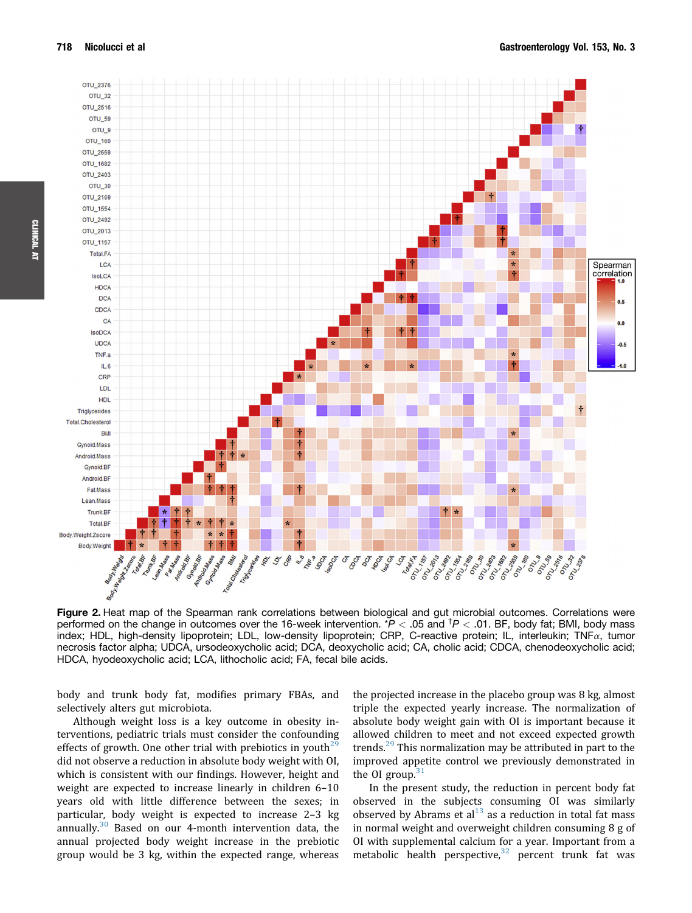**Figure 2.** Heat map of the Spearman rank correlations between biological and gut microbial outcomes. Correlations were performed on the change in outcomes over the 16-week intervention. *$P < .05$ and †$P < .01$. BF, body fat; BMI, body mass index; HDL, high-density lipoprotein; LDL, low-density lipoprotein; CRP, C-reactive protein; IL, interleukin; TNFα, tumor necrosis factor alpha; UDCA, ursodeoxycholic acid; DCA, deoxycholic acid; CA, cholic acid; CDCA, chenodeoxycholic acid; HDCA, hyodeoxycholic acid; LCA, lithocholic acid; FA, fecal bile acids.

body and trunk body fat, modifies primary FBAs, and selectively alters gut microbiota.

Although weight loss is a key outcome in obesity interventions, pediatric trials must consider the confounding effects of growth. One other trial with prebiotics in youth[29] did not observe a reduction in absolute body weight with OI, which is consistent with our findings. However, height and weight are expected to increase linearly in children 6–10 years old with little difference between the sexes; in particular, body weight is expected to increase 2–3 kg annually.[30] Based on our 4-month intervention data, the annual projected body weight increase in the prebiotic group would be 3 kg, within the expected range, whereas the projected increase in the placebo group was 8 kg, almost triple the expected yearly increase. The normalization of absolute body weight gain with OI is important because it allowed children to meet and not exceed expected growth trends.[29] This normalization may be attributed in part to the improved appetite control we previously demonstrated in the OI group.[31]

In the present study, the reduction in percent body fat observed in the subjects consuming OI was similarly observed by Abrams et al[13] as a reduction in total fat mass in normal weight and overweight children consuming 8 g of OI with supplemental calcium for a year. Important from a metabolic health perspective,[32] percent trunk fat was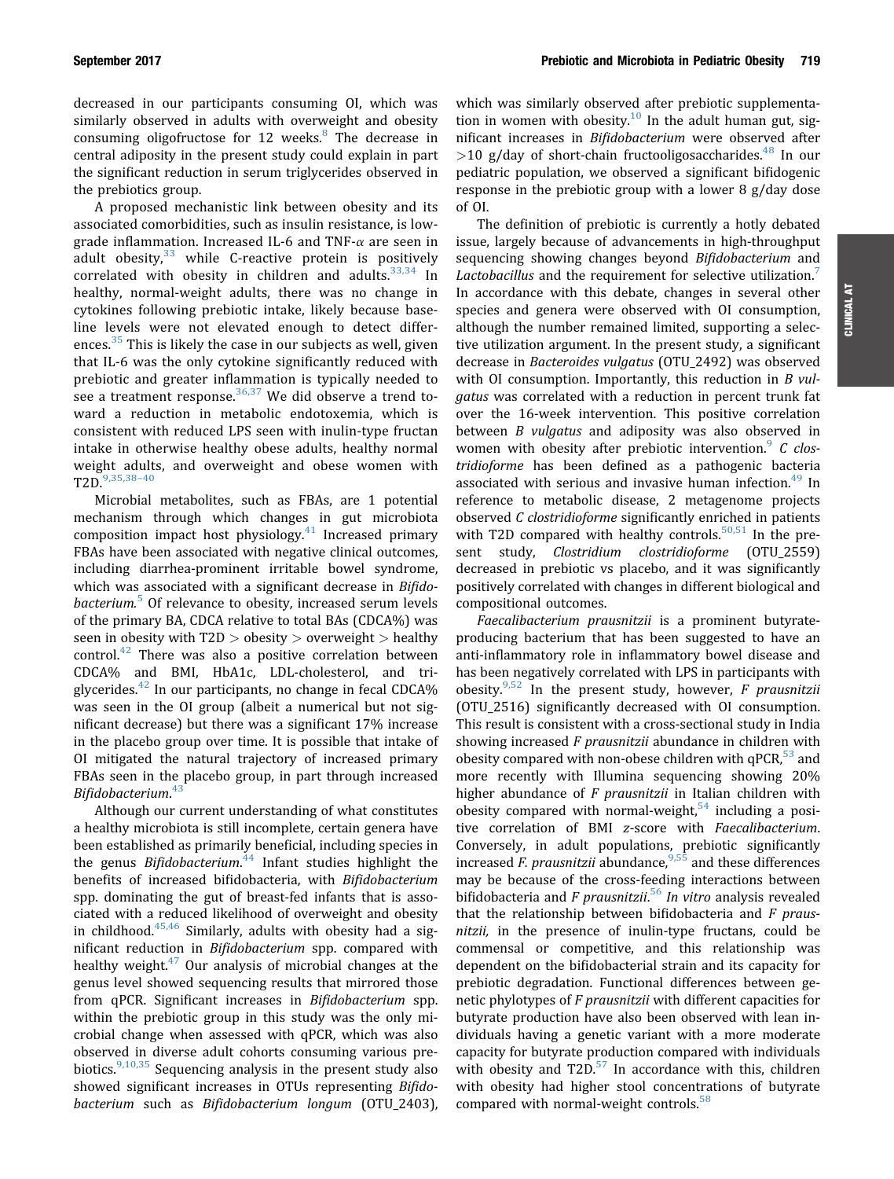decreased in our participants consuming OI, which was similarly observed in adults with overweight and obesity consuming oligofructose for 12 weeks.[8] The decrease in central adiposity in the present study could explain in part the significant reduction in serum triglycerides observed in the prebiotics group.

A proposed mechanistic link between obesity and its associated comorbidities, such as insulin resistance, is low-grade inflammation. Increased IL-6 and TNF-$\alpha$ are seen in adult obesity,[33] while C-reactive protein is positively correlated with obesity in children and adults.[33,34] In healthy, normal-weight adults, there was no change in cytokines following prebiotic intake, likely because baseline levels were not elevated enough to detect differences.[35] This is likely the case in our subjects as well, given that IL-6 was the only cytokine significantly reduced with prebiotic and greater inflammation is typically needed to see a treatment response.[36,37] We did observe a trend toward a reduction in metabolic endotoxemia, which is consistent with reduced LPS seen with inulin-type fructan intake in otherwise healthy obese adults, healthy normal weight adults, and overweight and obese women with T2D.[9,35,38–40]

Microbial metabolites, such as FBAs, are 1 potential mechanism through which changes in gut microbiota composition impact host physiology.[41] Increased primary FBAs have been associated with negative clinical outcomes, including diarrhea-prominent irritable bowel syndrome, which was associated with a significant decrease in *Bifidobacterium*.[5] Of relevance to obesity, increased serum levels of the primary BA, CDCA relative to total BAs (CDCA%) was seen in obesity with T2D > obesity > overweight > healthy control.[42] There was also a positive correlation between CDCA% and BMI, HbA1c, LDL-cholesterol, and triglycerides.[42] In our participants, no change in fecal CDCA% was seen in the OI group (albeit a numerical but not significant decrease) but there was a significant 17% increase in the placebo group over time. It is possible that intake of OI mitigated the natural trajectory of increased primary FBAs seen in the placebo group, in part through increased *Bifidobacterium*.[43]

Although our current understanding of what constitutes a healthy microbiota is still incomplete, certain genera have been established as primarily beneficial, including species in the genus *Bifidobacterium*.[44] Infant studies highlight the benefits of increased bifidobacteria, with *Bifidobacterium* spp. dominating the gut of breast-fed infants that is associated with a reduced likelihood of overweight and obesity in childhood.[45,46] Similarly, adults with obesity had a significant reduction in *Bifidobacterium* spp. compared with healthy weight.[47] Our analysis of microbial changes at the genus level showed sequencing results that mirrored those from qPCR. Significant increases in *Bifidobacterium* spp. within the prebiotic group in this study was the only microbial change when assessed with qPCR, which was also observed in diverse adult cohorts consuming various prebiotics.[9,10,35] Sequencing analysis in the present study also showed significant increases in OTUs representing *Bifidobacterium* such as *Bifidobacterium longum* (OTU_2403), which was similarly observed after prebiotic supplementation in women with obesity.[10] In the adult human gut, significant increases in *Bifidobacterium* were observed after >10 g/day of short-chain fructooligosaccharides.[48] In our pediatric population, we observed a significant bifidogenic response in the prebiotic group with a lower 8 g/day dose of OI.

The definition of prebiotic is currently a hotly debated issue, largely because of advancements in high-throughput sequencing showing changes beyond *Bifidobacterium* and *Lactobacillus* and the requirement for selective utilization.[7] In accordance with this debate, changes in several other species and genera were observed with OI consumption, although the number remained limited, supporting a selective utilization argument. In the present study, a significant decrease in *Bacteroides vulgatus* (OTU_2492) was observed with OI consumption. Importantly, this reduction in *B vulgatus* was correlated with a reduction in percent trunk fat over the 16-week intervention. This positive correlation between *B vulgatus* and adiposity was also observed in women with obesity after prebiotic intervention.[9] *C clostridioforme* has been defined as a pathogenic bacteria associated with serious and invasive human infection.[49] In reference to metabolic disease, 2 metagenome projects observed *C clostridioforme* significantly enriched in patients with T2D compared with healthy controls.[50,51] In the present study, *Clostridium clostridioforme* (OTU_2559) decreased in prebiotic vs placebo, and it was significantly positively correlated with changes in different biological and compositional outcomes.

*Faecalibacterium prausnitzii* is a prominent butyrate-producing bacterium that has been suggested to have an anti-inflammatory role in inflammatory bowel disease and has been negatively correlated with LPS in participants with obesity.[9,52] In the present study, however, *F prausnitzii* (OTU_2516) significantly decreased with OI consumption. This result is consistent with a cross-sectional study in India showing increased *F prausnitzii* abundance in children with obesity compared with non-obese children with qPCR,[53] and more recently with Illumina sequencing showing 20% higher abundance of *F prausnitzii* in Italian children with obesity compared with normal-weight,[54] including a positive correlation of BMI *z*-score with *Faecalibacterium*. Conversely, in adult populations, prebiotic significantly increased *F. prausnitzii* abundance,[9,55] and these differences may be because of the cross-feeding interactions between bifidobacteria and *F prausnitzii*.[56] *In vitro* analysis revealed that the relationship between bifidobacteria and *F prausnitzii,* in the presence of inulin-type fructans, could be commensal or competitive, and this relationship was dependent on the bifidobacterial strain and its capacity for prebiotic degradation. Functional differences between genetic phylotypes of *F prausnitzii* with different capacities for butyrate production have also been observed with lean individuals having a genetic variant with a more moderate capacity for butyrate production compared with individuals with obesity and T2D.[57] In accordance with this, children with obesity had higher stool concentrations of butyrate compared with normal-weight controls.[58]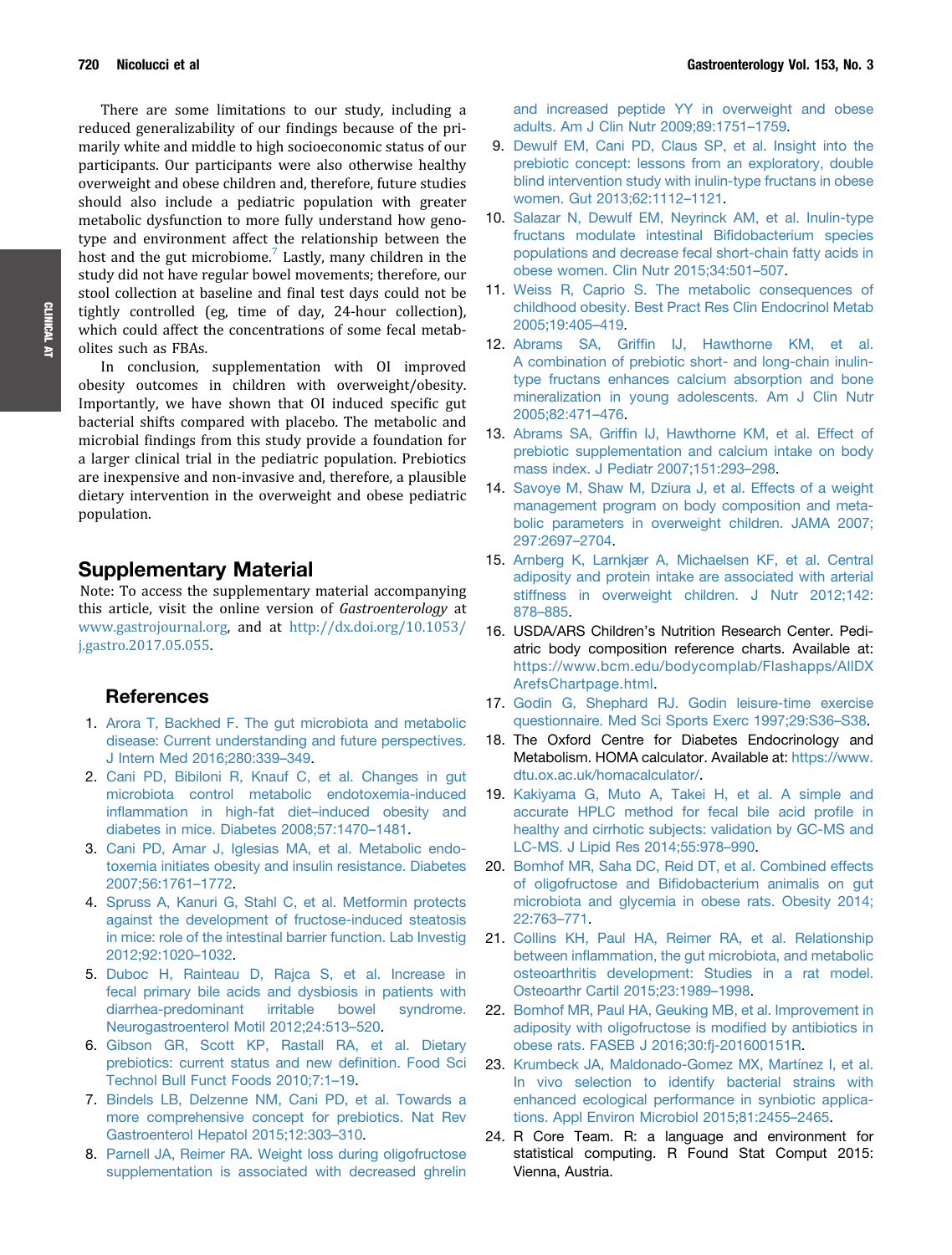There are some limitations to our study, including a reduced generalizability of our findings because of the primarily white and middle to high socioeconomic status of our participants. Our participants were also otherwise healthy overweight and obese children and, therefore, future studies should also include a pediatric population with greater metabolic dysfunction to more fully understand how genotype and environment affect the relationship between the host and the gut microbiome.[7] Lastly, many children in the study did not have regular bowel movements; therefore, our stool collection at baseline and final test days could not be tightly controlled (eg, time of day, 24-hour collection), which could affect the concentrations of some fecal metabolites such as FBAs.

In conclusion, supplementation with OI improved obesity outcomes in children with overweight/obesity. Importantly, we have shown that OI induced specific gut bacterial shifts compared with placebo. The metabolic and microbial findings from this study provide a foundation for a larger clinical trial in the pediatric population. Prebiotics are inexpensive and non-invasive and, therefore, a plausible dietary intervention in the overweight and obese pediatric population.

## Supplementary Material

Note: To access the supplementary material accompanying this article, visit the online version of *Gastroenterology* at www.gastrojournal.org, and at http://dx.doi.org/10.1053/j.gastro.2017.05.055.

## References

1. Arora T, Backhed F. The gut microbiota and metabolic disease: Current understanding and future perspectives. J Intern Med 2016;280:339–349.
2. Cani PD, Bibiloni R, Knauf C, et al. Changes in gut microbiota control metabolic endotoxemia-induced inflammation in high-fat diet–induced obesity and diabetes in mice. Diabetes 2008;57:1470–1481.
3. Cani PD, Amar J, Iglesias MA, et al. Metabolic endotoxemia initiates obesity and insulin resistance. Diabetes 2007;56:1761–1772.
4. Spruss A, Kanuri G, Stahl C, et al. Metformin protects against the development of fructose-induced steatosis in mice: role of the intestinal barrier function. Lab Investig 2012;92:1020–1032.
5. Duboc H, Rainteau D, Rajca S, et al. Increase in fecal primary bile acids and dysbiosis in patients with diarrhea-predominant irritable bowel syndrome. Neurogastroenterol Motil 2012;24:513–520.
6. Gibson GR, Scott KP, Rastall RA, et al. Dietary prebiotics: current status and new definition. Food Sci Technol Bull Funct Foods 2010;7:1–19.
7. Bindels LB, Delzenne NM, Cani PD, et al. Towards a more comprehensive concept for prebiotics. Nat Rev Gastroenterol Hepatol 2015;12:303–310.
8. Parnell JA, Reimer RA. Weight loss during oligofructose supplementation is associated with decreased ghrelin and increased peptide YY in overweight and obese adults. Am J Clin Nutr 2009;89:1751–1759.
9. Dewulf EM, Cani PD, Claus SP, et al. Insight into the prebiotic concept: lessons from an exploratory, double blind intervention study with inulin-type fructans in obese women. Gut 2013;62:1112–1121.
10. Salazar N, Dewulf EM, Neyrinck AM, et al. Inulin-type fructans modulate intestinal Bifidobacterium species populations and decrease fecal short-chain fatty acids in obese women. Clin Nutr 2015;34:501–507.
11. Weiss R, Caprio S. The metabolic consequences of childhood obesity. Best Pract Res Clin Endocrinol Metab 2005;19:405–419.
12. Abrams SA, Griffin IJ, Hawthorne KM, et al. A combination of prebiotic short- and long-chain inulin-type fructans enhances calcium absorption and bone mineralization in young adolescents. Am J Clin Nutr 2005;82:471–476.
13. Abrams SA, Griffin IJ, Hawthorne KM, et al. Effect of prebiotic supplementation and calcium intake on body mass index. J Pediatr 2007;151:293–298.
14. Savoye M, Shaw M, Dziura J, et al. Effects of a weight management program on body composition and metabolic parameters in overweight children. JAMA 2007;297:2697–2704.
15. Arnberg K, Larnkjær A, Michaelsen KF, et al. Central adiposity and protein intake are associated with arterial stiffness in overweight children. J Nutr 2012;142:878–885.
16. USDA/ARS Children's Nutrition Research Center. Pediatric body composition reference charts. Available at: https://www.bcm.edu/bodycomplab/Flashapps/AllDXArefsChartpage.html.
17. Godin G, Shephard RJ. Godin leisure-time exercise questionnaire. Med Sci Sports Exerc 1997;29:S36–S38.
18. The Oxford Centre for Diabetes Endocrinology and Metabolism. HOMA calculator. Available at: https://www.dtu.ox.ac.uk/homacalculator/.
19. Kakiyama G, Muto A, Takei H, et al. A simple and accurate HPLC method for fecal bile acid profile in healthy and cirrhotic subjects: validation by GC-MS and LC-MS. J Lipid Res 2014;55:978–990.
20. Bomhof MR, Saha DC, Reid DT, et al. Combined effects of oligofructose and Bifidobacterium animalis on gut microbiota and glycemia in obese rats. Obesity 2014;22:763–771.
21. Collins KH, Paul HA, Reimer RA, et al. Relationship between inflammation, the gut microbiota, and metabolic osteoarthritis development: Studies in a rat model. Osteoarthr Cartil 2015;23:1989–1998.
22. Bomhof MR, Paul HA, Geuking MB, et al. Improvement in adiposity with oligofructose is modified by antibiotics in obese rats. FASEB J 2016;30:fj-201600151R.
23. Krumbeck JA, Maldonado-Gomez MX, Martínez I, et al. In vivo selection to identify bacterial strains with enhanced ecological performance in synbiotic applications. Appl Environ Microbiol 2015;81:2455–2465.
24. R Core Team. R: a language and environment for statistical computing. R Found Stat Comput 2015: Vienna, Austria.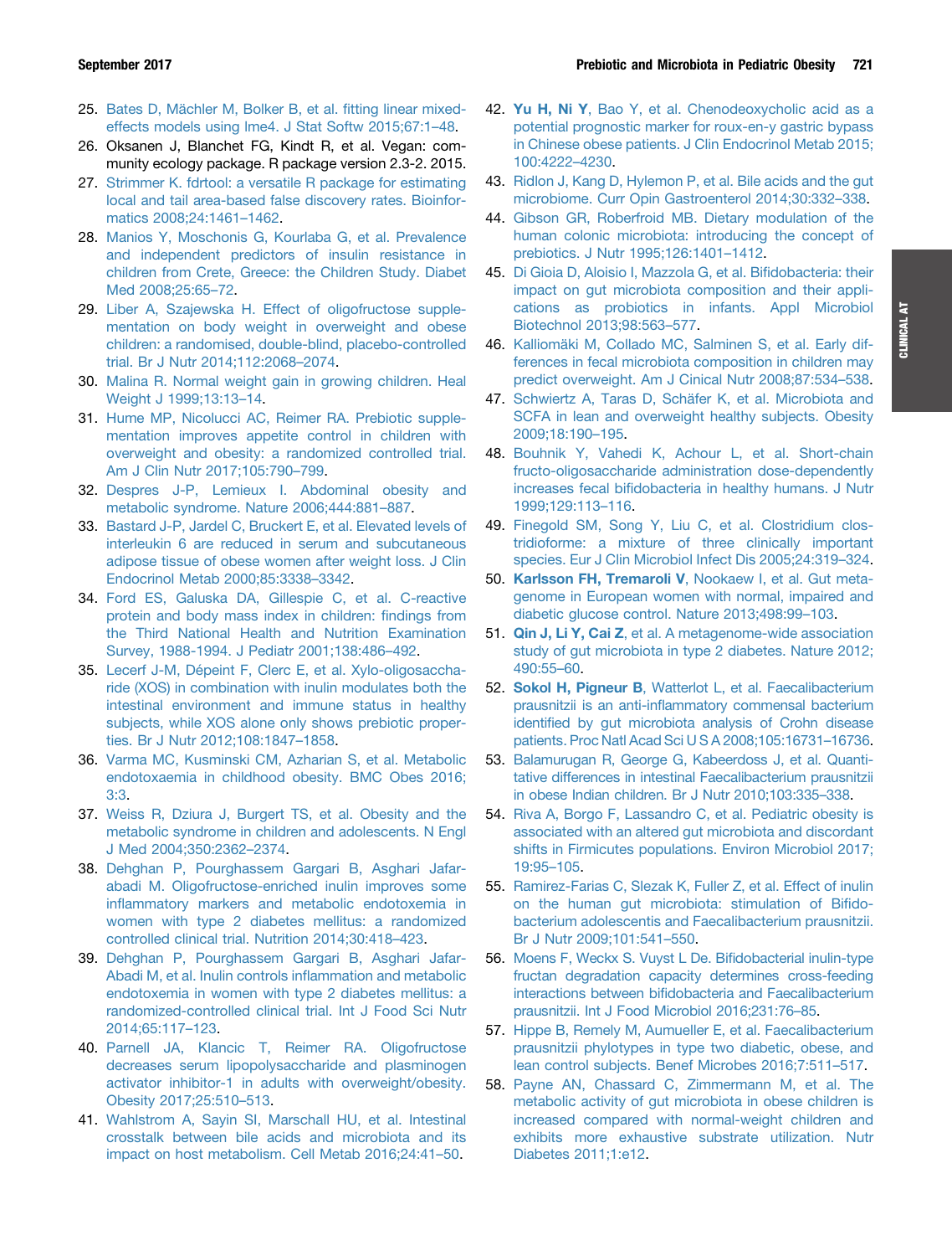25. Bates D, Mächler M, Bolker B, et al. fitting linear mixed-effects models using lme4. J Stat Softw 2015;67:1–48.
26. Oksanen J, Blanchet FG, Kindt R, et al. Vegan: community ecology package. R package version 2.3-2. 2015.
27. Strimmer K. fdrtool: a versatile R package for estimating local and tail area-based false discovery rates. Bioinformatics 2008;24:1461–1462.
28. Manios Y, Moschonis G, Kourlaba G, et al. Prevalence and independent predictors of insulin resistance in children from Crete, Greece: the Children Study. Diabet Med 2008;25:65–72.
29. Liber A, Szajewska H. Effect of oligofructose supplementation on body weight in overweight and obese children: a randomised, double-blind, placebo-controlled trial. Br J Nutr 2014;112:2068–2074.
30. Malina R. Normal weight gain in growing children. Heal Weight J 1999;13:13–14.
31. Hume MP, Nicolucci AC, Reimer RA. Prebiotic supplementation improves appetite control in children with overweight and obesity: a randomized controlled trial. Am J Clin Nutr 2017;105:790–799.
32. Despres J-P, Lemieux I. Abdominal obesity and metabolic syndrome. Nature 2006;444:881–887.
33. Bastard J-P, Jardel C, Bruckert E, et al. Elevated levels of interleukin 6 are reduced in serum and subcutaneous adipose tissue of obese women after weight loss. J Clin Endocrinol Metab 2000;85:3338–3342.
34. Ford ES, Galuska DA, Gillespie C, et al. C-reactive protein and body mass index in children: findings from the Third National Health and Nutrition Examination Survey, 1988-1994. J Pediatr 2001;138:486–492.
35. Lecerf J-M, Dépeint F, Clerc E, et al. Xylo-oligosaccharide (XOS) in combination with inulin modulates both the intestinal environment and immune status in healthy subjects, while XOS alone only shows prebiotic properties. Br J Nutr 2012;108:1847–1858.
36. Varma MC, Kusminski CM, Azharian S, et al. Metabolic endotoxaemia in childhood obesity. BMC Obes 2016;3:3.
37. Weiss R, Dziura J, Burgert TS, et al. Obesity and the metabolic syndrome in children and adolescents. N Engl J Med 2004;350:2362–2374.
38. Dehghan P, Pourghassem Gargari B, Asghari Jafarabadi M. Oligofructose-enriched inulin improves some inflammatory markers and metabolic endotoxemia in women with type 2 diabetes mellitus: a randomized controlled clinical trial. Nutrition 2014;30:418–423.
39. Dehghan P, Pourghassem Gargari B, Asghari Jafar-Abadi M, et al. Inulin controls inflammation and metabolic endotoxemia in women with type 2 diabetes mellitus: a randomized-controlled clinical trial. Int J Food Sci Nutr 2014;65:117–123.
40. Parnell JA, Klancic T, Reimer RA. Oligofructose decreases serum lipopolysaccharide and plasminogen activator inhibitor-1 in adults with overweight/obesity. Obesity 2017;25:510–513.
41. Wahlstrom A, Sayin SI, Marschall HU, et al. Intestinal crosstalk between bile acids and microbiota and its impact on host metabolism. Cell Metab 2016;24:41–50.
42. **Yu H, Ni Y**, Bao Y, et al. Chenodeoxycholic acid as a potential prognostic marker for roux-en-y gastric bypass in Chinese obese patients. J Clin Endocrinol Metab 2015;100:4222–4230.
43. Ridlon J, Kang D, Hylemon P, et al. Bile acids and the gut microbiome. Curr Opin Gastroenterol 2014;30:332–338.
44. Gibson GR, Roberfroid MB. Dietary modulation of the human colonic microbiota: introducing the concept of prebiotics. J Nutr 1995;126:1401–1412.
45. Di Gioia D, Aloisio I, Mazzola G, et al. Bifidobacteria: their impact on gut microbiota composition and their applications as probiotics in infants. Appl Microbiol Biotechnol 2013;98:563–577.
46. Kalliomäki M, Collado MC, Salminen S, et al. Early differences in fecal microbiota composition in children may predict overweight. Am J Cinical Nutr 2008;87:534–538.
47. Schwiertz A, Taras D, Schäfer K, et al. Microbiota and SCFA in lean and overweight healthy subjects. Obesity 2009;18:190–195.
48. Bouhnik Y, Vahedi K, Achour L, et al. Short-chain fructo-oligosaccharide administration dose-dependently increases fecal bifidobacteria in healthy humans. J Nutr 1999;129:113–116.
49. Finegold SM, Song Y, Liu C, et al. Clostridium clostridioforme: a mixture of three clinically important species. Eur J Clin Microbiol Infect Dis 2005;24:319–324.
50. **Karlsson FH, Tremaroli V**, Nookaew I, et al. Gut metagenome in European women with normal, impaired and diabetic glucose control. Nature 2013;498:99–103.
51. **Qin J, Li Y, Cai Z**, et al. A metagenome-wide association study of gut microbiota in type 2 diabetes. Nature 2012;490:55–60.
52. **Sokol H, Pigneur B**, Watterlot L, et al. Faecalibacterium prausnitzii is an anti-inflammatory commensal bacterium identified by gut microbiota analysis of Crohn disease patients. Proc Natl Acad Sci U S A 2008;105:16731–16736.
53. Balamurugan R, George G, Kabeerdoss J, et al. Quantitative differences in intestinal Faecalibacterium prausnitzii in obese Indian children. Br J Nutr 2010;103:335–338.
54. Riva A, Borgo F, Lassandro C, et al. Pediatric obesity is associated with an altered gut microbiota and discordant shifts in Firmicutes populations. Environ Microbiol 2017;19:95–105.
55. Ramirez-Farias C, Slezak K, Fuller Z, et al. Effect of inulin on the human gut microbiota: stimulation of Bifidobacterium adolescentis and Faecalibacterium prausnitzii. Br J Nutr 2009;101:541–550.
56. Moens F, Weckx S. Vuyst L De. Bifidobacterial inulin-type fructan degradation capacity determines cross-feeding interactions between bifidobacteria and Faecalibacterium prausnitzii. Int J Food Microbiol 2016;231:76–85.
57. Hippe B, Remely M, Aumueller E, et al. Faecalibacterium prausnitzii phylotypes in type two diabetic, obese, and lean control subjects. Benef Microbes 2016;7:511–517.
58. Payne AN, Chassard C, Zimmermann M, et al. The metabolic activity of gut microbiota in obese children is increased compared with normal-weight children and exhibits more exhaustive substrate utilization. Nutr Diabetes 2011;1:e12.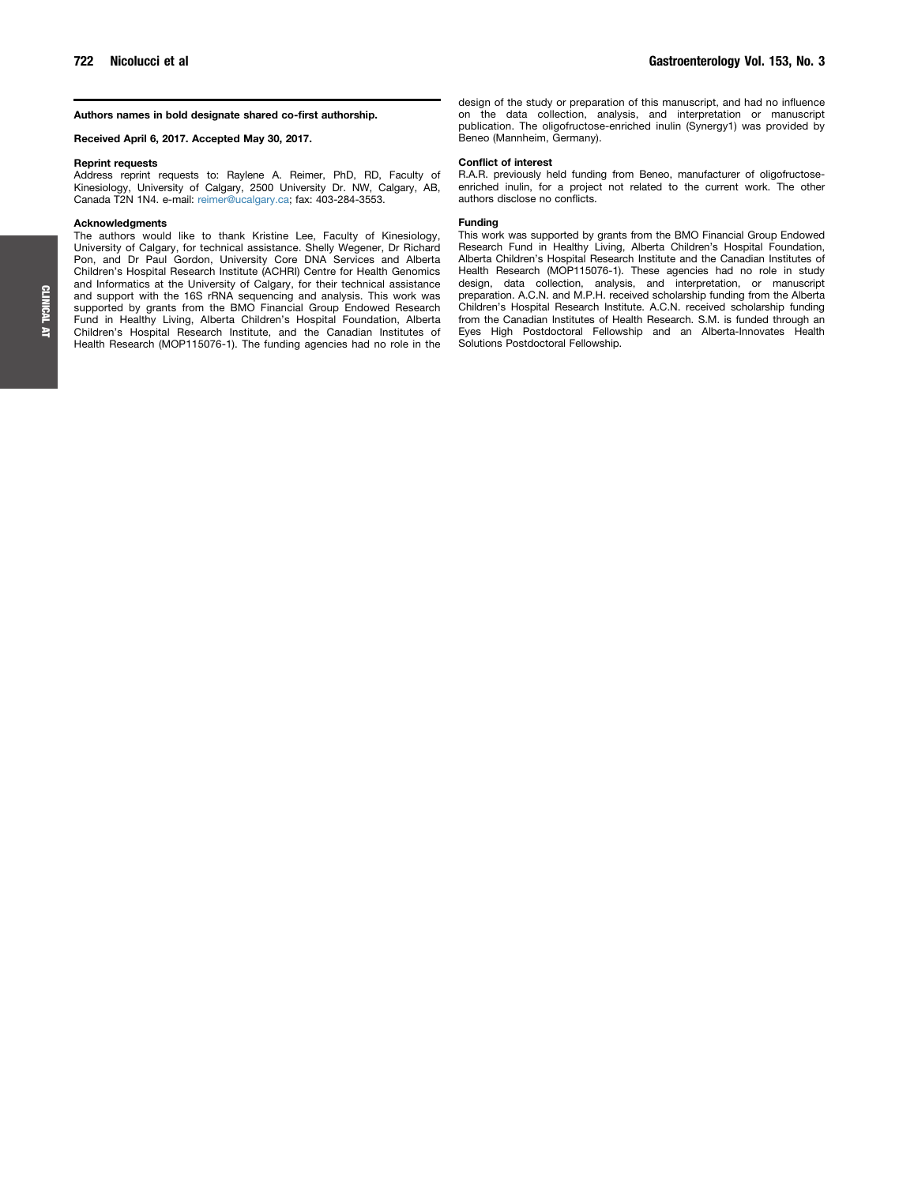**Authors names in bold designate shared co-first authorship.**

**Received April 6, 2017. Accepted May 30, 2017.**

#### Reprint requests

Address reprint requests to: Raylene A. Reimer, PhD, RD, Faculty of Kinesiology, University of Calgary, 2500 University Dr. NW, Calgary, AB, Canada T2N 1N4. e-mail: reimer@ucalgary.ca; fax: 403-284-3553.

#### Acknowledgments

The authors would like to thank Kristine Lee, Faculty of Kinesiology, University of Calgary, for technical assistance. Shelly Wegener, Dr Richard Pon, and Dr Paul Gordon, University Core DNA Services and Alberta Children's Hospital Research Institute (ACHRI) Centre for Health Genomics and Informatics at the University of Calgary, for their technical assistance and support with the 16S rRNA sequencing and analysis. This work was supported by grants from the BMO Financial Group Endowed Research Fund in Healthy Living, Alberta Children's Hospital Foundation, Alberta Children's Hospital Research Institute, and the Canadian Institutes of Health Research (MOP115076-1). The funding agencies had no role in the design of the study or preparation of this manuscript, and had no influence on the data collection, analysis, and interpretation or manuscript publication. The oligofructose-enriched inulin (Synergy1) was provided by Beneo (Mannheim, Germany).

#### Conflict of interest

R.A.R. previously held funding from Beneo, manufacturer of oligofructose-enriched inulin, for a project not related to the current work. The other authors disclose no conflicts.

#### Funding

This work was supported by grants from the BMO Financial Group Endowed Research Fund in Healthy Living, Alberta Children's Hospital Foundation, Alberta Children's Hospital Research Institute and the Canadian Institutes of Health Research (MOP115076-1). These agencies had no role in study design, data collection, analysis, and interpretation, or manuscript preparation. A.C.N. and M.P.H. received scholarship funding from the Alberta Children's Hospital Research Institute. A.C.N. received scholarship funding from the Canadian Institutes of Health Research. S.M. is funded through an Eyes High Postdoctoral Fellowship and an Alberta-Innovates Health Solutions Postdoctoral Fellowship.